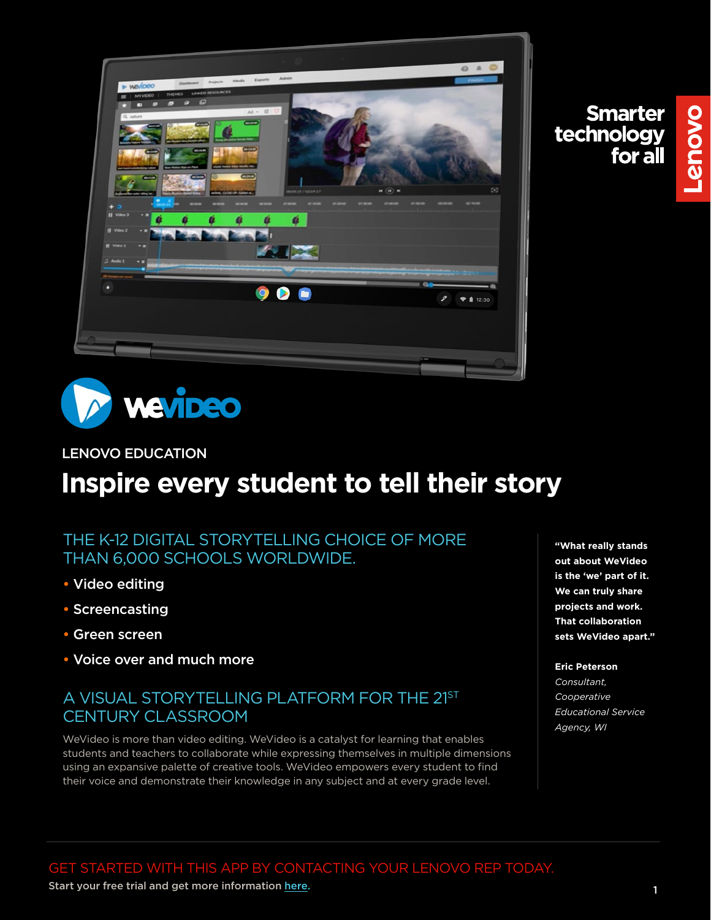Smarter technology for all

Lenovo

wevideo

LENOVO EDUCATION

# Inspire every student to tell their story

## THE K-12 DIGITAL STORYTELLING CHOICE OF MORE THAN 6,000 SCHOOLS WORLDWIDE.

- Video editing
- Screencasting
- Green screen
- Voice over and much more

## A VISUAL STORYTELLING PLATFORM FOR THE 21ST CENTURY CLASSROOM

WeVideo is more than video editing. WeVideo is a catalyst for learning that enables students and teachers to collaborate while expressing themselves in multiple dimensions using an expansive palette of creative tools. WeVideo empowers every student to find their voice and demonstrate their knowledge in any subject and at every grade level.

**"What really stands out about WeVideo is the 'we' part of it. We can truly share projects and work. That collaboration sets WeVideo apart."**

**Eric Peterson**
*Consultant, Cooperative Educational Service Agency, WI*

GET STARTED WITH THIS APP BY CONTACTING YOUR LENOVO REP TODAY.

**Start your free trial and get more information here.**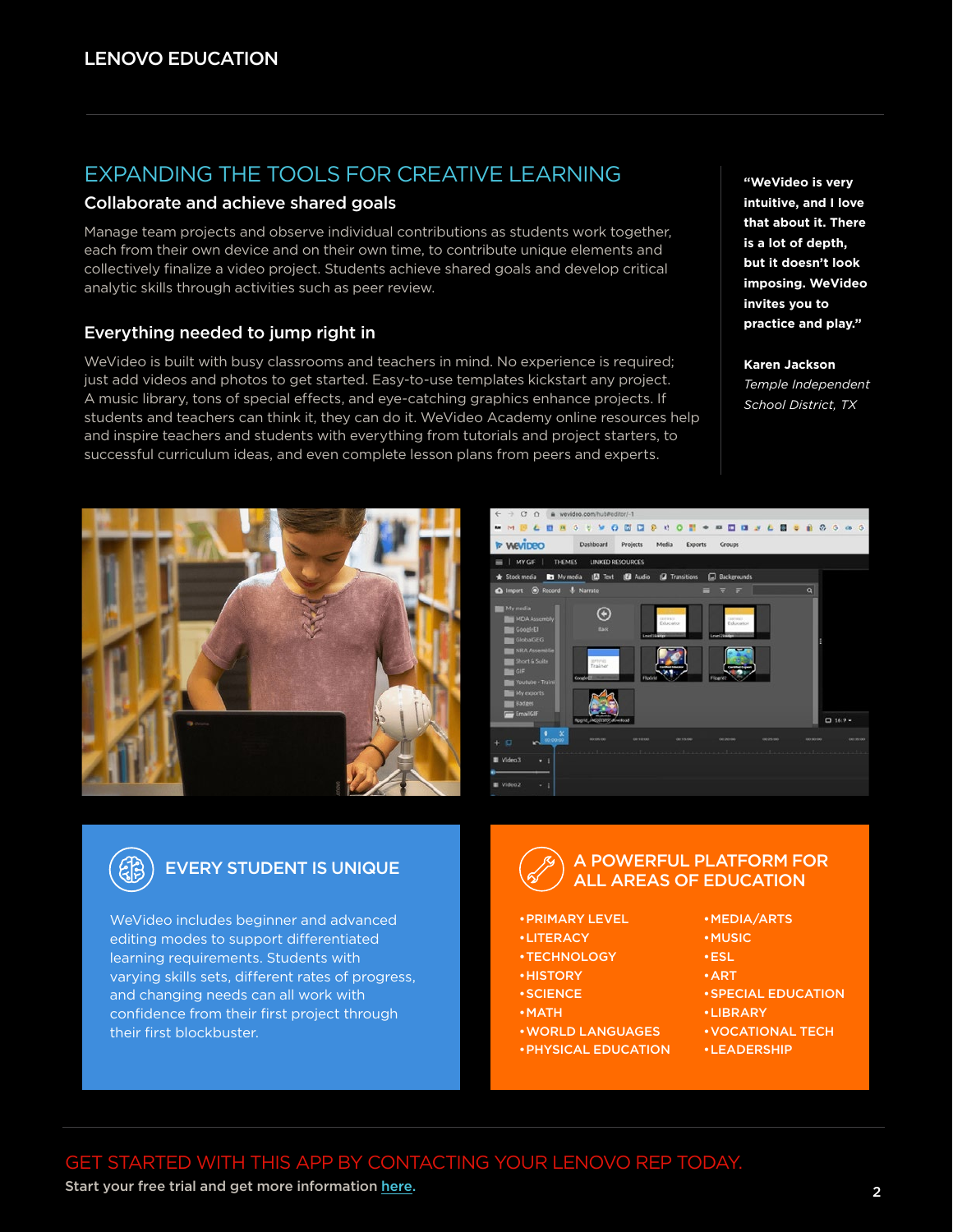## EXPANDING THE TOOLS FOR CREATIVE LEARNING

### Collaborate and achieve shared goals

Manage team projects and observe individual contributions as students work together, each from their own device and on their own time, to contribute unique elements and collectively finalize a video project. Students achieve shared goals and develop critical analytic skills through activities such as peer review.

### Everything needed to jump right in

WeVideo is built with busy classrooms and teachers in mind. No experience is required; just add videos and photos to get started. Easy-to-use templates kickstart any project. A music library, tons of special effects, and eye-catching graphics enhance projects. If students and teachers can think it, they can do it. WeVideo Academy online resources help and inspire teachers and students with everything from tutorials and project starters, to successful curriculum ideas, and even complete lesson plans from peers and experts.

> **"WeVideo is very intuitive, and I love that about it. There is a lot of depth, but it doesn't look imposing. WeVideo invites you to practice and play."**
>
> **Karen Jackson**
> *Temple Independent School District, TX*

### EVERY STUDENT IS UNIQUE

WeVideo includes beginner and advanced editing modes to support differentiated learning requirements. Students with varying skills sets, different rates of progress, and changing needs can all work with confidence from their first project through their first blockbuster.

### A POWERFUL PLATFORM FOR ALL AREAS OF EDUCATION

- PRIMARY LEVEL
- LITERACY
- TECHNOLOGY
- HISTORY
- SCIENCE
- MATH
- WORLD LANGUAGES
- PHYSICAL EDUCATION
- MEDIA/ARTS
- MUSIC
- ESL
- ART
- SPECIAL EDUCATION
- LIBRARY
- VOCATIONAL TECH
- LEADERSHIP

## GET STARTED WITH THIS APP BY CONTACTING YOUR LENOVO REP TODAY.

**Start your free trial and get more information here.**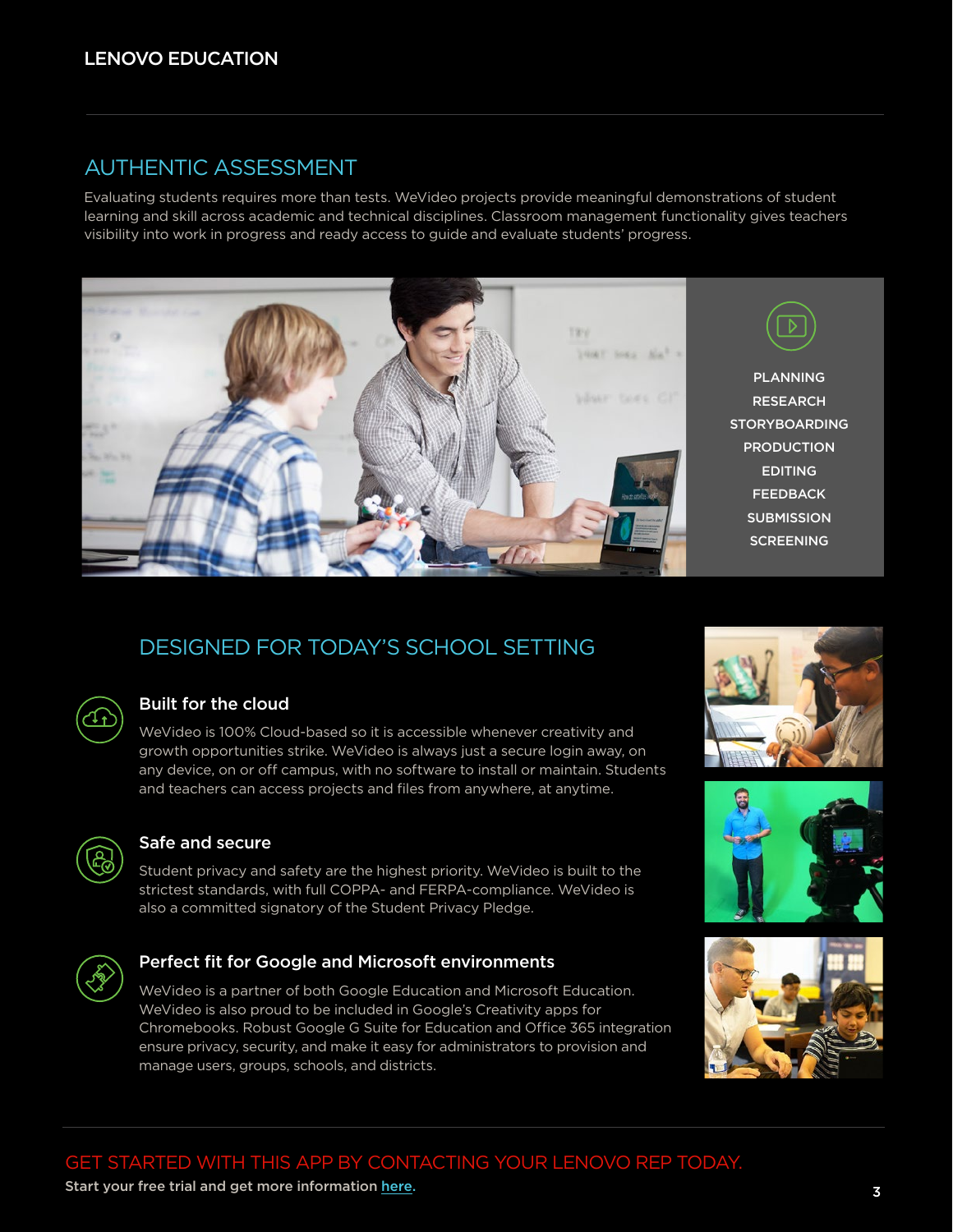## AUTHENTIC ASSESSMENT

Evaluating students requires more than tests. WeVideo projects provide meaningful demonstrations of student learning and skill across academic and technical disciplines. Classroom management functionality gives teachers visibility into work in progress and ready access to guide and evaluate students' progress.

PLANNING
RESEARCH
STORYBOARDING
PRODUCTION
EDITING
FEEDBACK
SUBMISSION
SCREENING

## DESIGNED FOR TODAY'S SCHOOL SETTING

### Built for the cloud

WeVideo is 100% Cloud-based so it is accessible whenever creativity and growth opportunities strike. WeVideo is always just a secure login away, on any device, on or off campus, with no software to install or maintain. Students and teachers can access projects and files from anywhere, at anytime.

### Safe and secure

Student privacy and safety are the highest priority. WeVideo is built to the strictest standards, with full COPPA- and FERPA-compliance. WeVideo is also a committed signatory of the Student Privacy Pledge.

### Perfect fit for Google and Microsoft environments

WeVideo is a partner of both Google Education and Microsoft Education. WeVideo is also proud to be included in Google's Creativity apps for Chromebooks. Robust Google G Suite for Education and Office 365 integration ensure privacy, security, and make it easy for administrators to provision and manage users, groups, schools, and districts.

GET STARTED WITH THIS APP BY CONTACTING YOUR LENOVO REP TODAY.

**Start your free trial and get more information here.**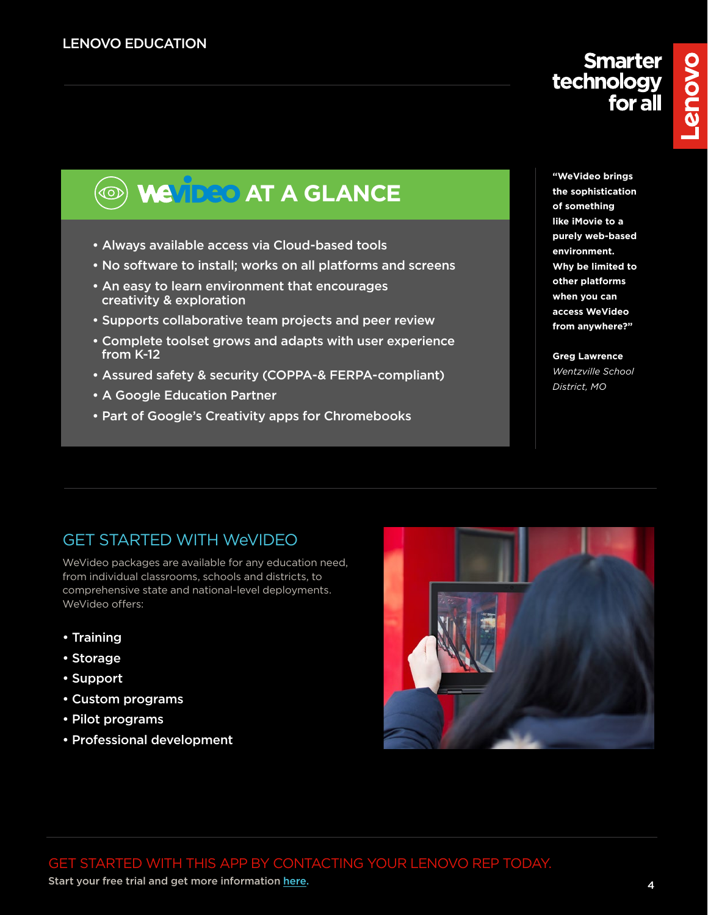LENOVO EDUCATION

Smarter technology for all

## WeVideo AT A GLANCE

- Always available access via Cloud-based tools
- No software to install; works on all platforms and screens
- An easy to learn environment that encourages creativity & exploration
- Supports collaborative team projects and peer review
- Complete toolset grows and adapts with user experience from K-12
- Assured safety & security (COPPA-& FERPA-compliant)
- A Google Education Partner
- Part of Google's Creativity apps for Chromebooks

**"WeVideo brings the sophistication of something like iMovie to a purely web-based environment. Why be limited to other platforms when you can access WeVideo from anywhere?"**

**Greg Lawrence**
*Wentzville School District, MO*

## GET STARTED WITH WeVIDEO

WeVideo packages are available for any education need, from individual classrooms, schools and districts, to comprehensive state and national-level deployments. WeVideo offers:

- Training
- Storage
- Support
- Custom programs
- Pilot programs
- Professional development

GET STARTED WITH THIS APP BY CONTACTING YOUR LENOVO REP TODAY.

Start your free trial and get more information here.